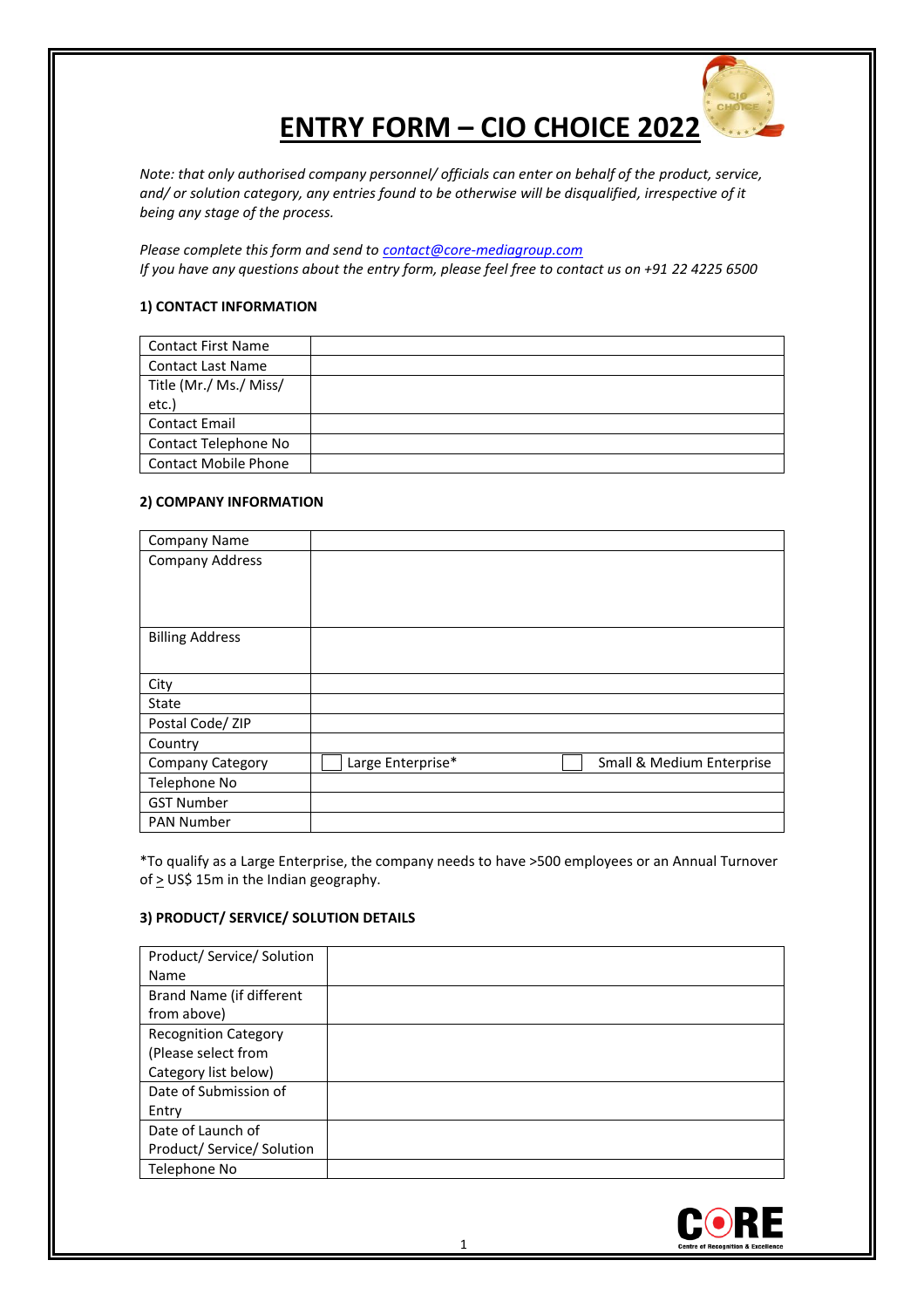# ENTRY FORM – CIO CHOICE 2022

*Note: that only authorised company personnel/ officials can enter on behalf of the product, service, and/ or solution category, any entries found to be otherwise will be disqualified, irrespective of it being any stage of the process.*

*Please complete this form and send to [contact@core-mediagroup.com](mailto:contact@core-mediagroup.com)*
*If you have any questions about the entry form, please feel free to contact us on +91 22 4225 6500*

### 1) CONTACT INFORMATION

| | |
|---|---|
| Contact First Name | |
| Contact Last Name | |
| Title (Mr./ Ms./ Miss/ etc.) | |
| Contact Email | |
| Contact Telephone No | |
| Contact Mobile Phone | |

### 2) COMPANY INFORMATION

| | | |
|---|---|---|
| Company Name | | |
| Company Address | | |
| Billing Address | | |
| City | | |
| State | | |
| Postal Code/ ZIP | | |
| Country | | |
| Company Category | ☐ Large Enterprise* | ☐ Small & Medium Enterprise |
| Telephone No | | |
| GST Number | | |
| PAN Number | | |

*To qualify as a Large Enterprise, the company needs to have >500 employees or an Annual Turnover of $\geq$ US$ 15m in the Indian geography.

### 3) PRODUCT/ SERVICE/ SOLUTION DETAILS

| | |
|---|---|
| Product/ Service/ Solution Name | |
| Brand Name (if different from above) | |
| Recognition Category (Please select from Category list below) | |
| Date of Submission of Entry | |
| Date of Launch of Product/ Service/ Solution | |
| Telephone No | |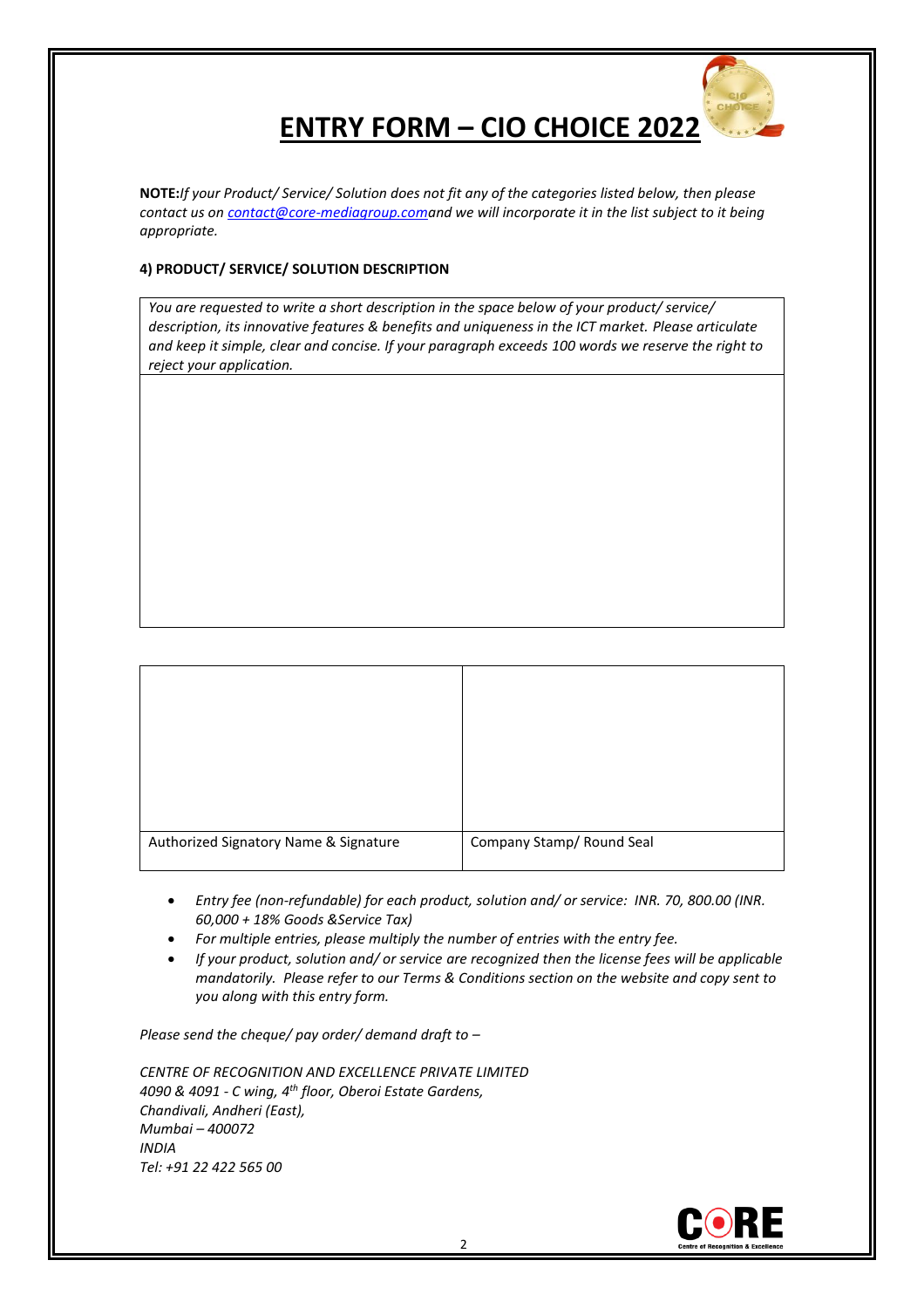# ENTRY FORM – CIO CHOICE 2022

**NOTE:** *If your Product/ Service/ Solution does not fit any of the categories listed below, then please contact us on [contact@core-mediagroup.com](mailto:contact@core-mediagroup.com) and we will incorporate it in the list subject to it being appropriate.*

**4) PRODUCT/ SERVICE/ SOLUTION DESCRIPTION**

| *You are requested to write a short description in the space below of your product/ service/ description, its innovative features & benefits and uniqueness in the ICT market. Please articulate and keep it simple, clear and concise. If your paragraph exceeds 100 words we reserve the right to reject your application.* |
|---|
| |

| | |
|---|---|
| | |
| Authorized Signatory Name & Signature | Company Stamp/ Round Seal |

- *Entry fee (non-refundable) for each product, solution and/ or service: INR. 70, 800.00 (INR. 60,000 + 18% Goods &Service Tax)*
- *For multiple entries, please multiply the number of entries with the entry fee.*
- *If your product, solution and/ or service are recognized then the license fees will be applicable mandatorily. Please refer to our Terms & Conditions section on the website and copy sent to you along with this entry form.*

*Please send the cheque/ pay order/ demand draft to –*

*CENTRE OF RECOGNITION AND EXCELLENCE PRIVATE LIMITED*
*4090 & 4091 - C wing, 4th floor, Oberoi Estate Gardens,*
*Chandivali, Andheri (East),*
*Mumbai – 400072*
*INDIA*
*Tel: +91 22 422 565 00*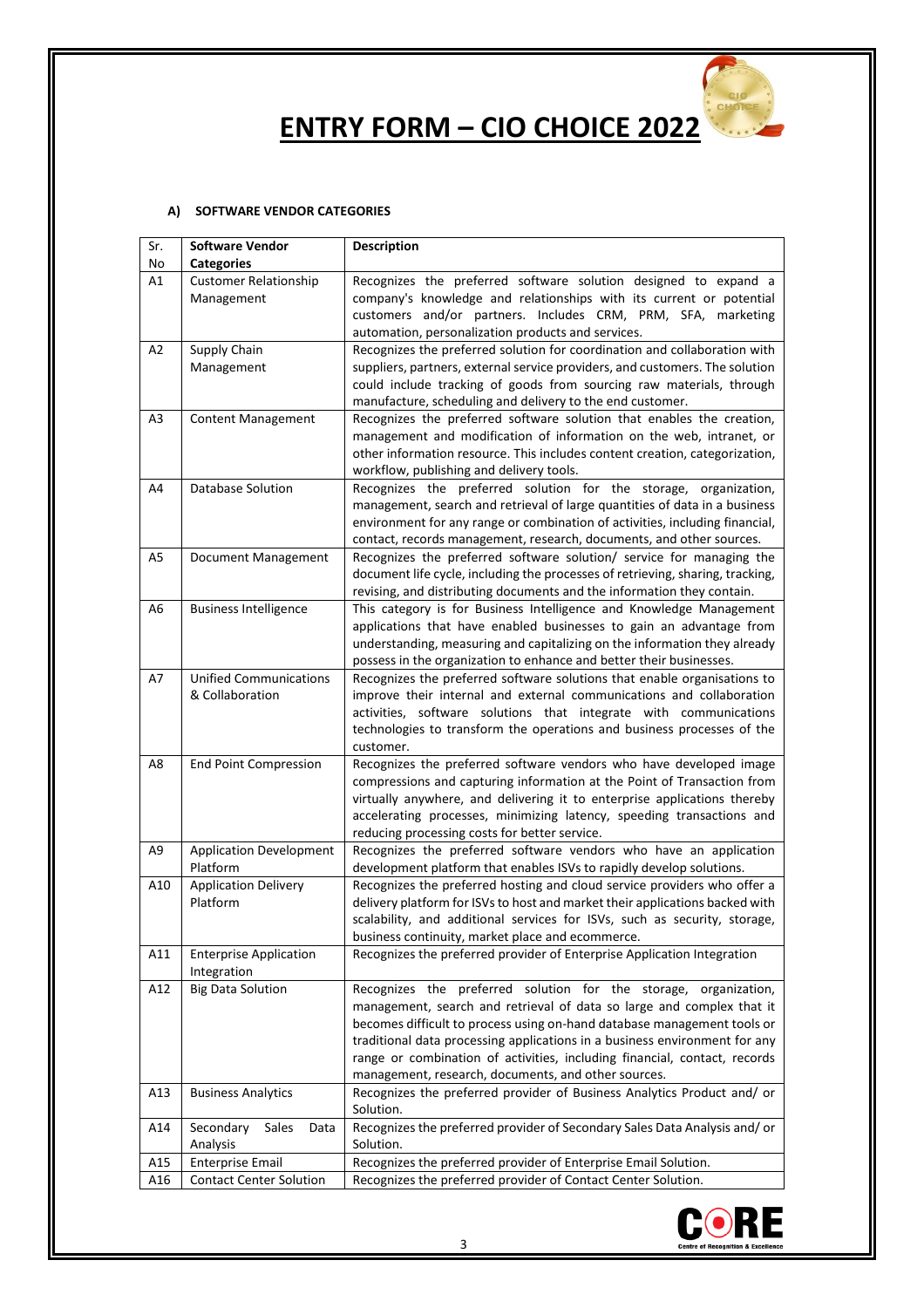# ENTRY FORM – CIO CHOICE 2022

### A) SOFTWARE VENDOR CATEGORIES

| Sr. No | Software Vendor Categories | Description |
|---|---|---|
| A1 | Customer Relationship Management | Recognizes the preferred software solution designed to expand a company's knowledge and relationships with its current or potential customers and/or partners. Includes CRM, PRM, SFA, marketing automation, personalization products and services. |
| A2 | Supply Chain Management | Recognizes the preferred solution for coordination and collaboration with suppliers, partners, external service providers, and customers. The solution could include tracking of goods from sourcing raw materials, through manufacture, scheduling and delivery to the end customer. |
| A3 | Content Management | Recognizes the preferred software solution that enables the creation, management and modification of information on the web, intranet, or other information resource. This includes content creation, categorization, workflow, publishing and delivery tools. |
| A4 | Database Solution | Recognizes the preferred solution for the storage, organization, management, search and retrieval of large quantities of data in a business environment for any range or combination of activities, including financial, contact, records management, research, documents, and other sources. |
| A5 | Document Management | Recognizes the preferred software solution/ service for managing the document life cycle, including the processes of retrieving, sharing, tracking, revising, and distributing documents and the information they contain. |
| A6 | Business Intelligence | This category is for Business Intelligence and Knowledge Management applications that have enabled businesses to gain an advantage from understanding, measuring and capitalizing on the information they already possess in the organization to enhance and better their businesses. |
| A7 | Unified Communications & Collaboration | Recognizes the preferred software solutions that enable organisations to improve their internal and external communications and collaboration activities, software solutions that integrate with communications technologies to transform the operations and business processes of the customer. |
| A8 | End Point Compression | Recognizes the preferred software vendors who have developed image compressions and capturing information at the Point of Transaction from virtually anywhere, and delivering it to enterprise applications thereby accelerating processes, minimizing latency, speeding transactions and reducing processing costs for better service. |
| A9 | Application Development Platform | Recognizes the preferred software vendors who have an application development platform that enables ISVs to rapidly develop solutions. |
| A10 | Application Delivery Platform | Recognizes the preferred hosting and cloud service providers who offer a delivery platform for ISVs to host and market their applications backed with scalability, and additional services for ISVs, such as security, storage, business continuity, market place and ecommerce. |
| A11 | Enterprise Application Integration | Recognizes the preferred provider of Enterprise Application Integration |
| A12 | Big Data Solution | Recognizes the preferred solution for the storage, organization, management, search and retrieval of data so large and complex that it becomes difficult to process using on-hand database management tools or traditional data processing applications in a business environment for any range or combination of activities, including financial, contact, records management, research, documents, and other sources. |
| A13 | Business Analytics | Recognizes the preferred provider of Business Analytics Product and/ or Solution. |
| A14 | Secondary Sales Data Analysis | Recognizes the preferred provider of Secondary Sales Data Analysis and/ or Solution. |
| A15 | Enterprise Email | Recognizes the preferred provider of Enterprise Email Solution. |
| A16 | Contact Center Solution | Recognizes the preferred provider of Contact Center Solution. |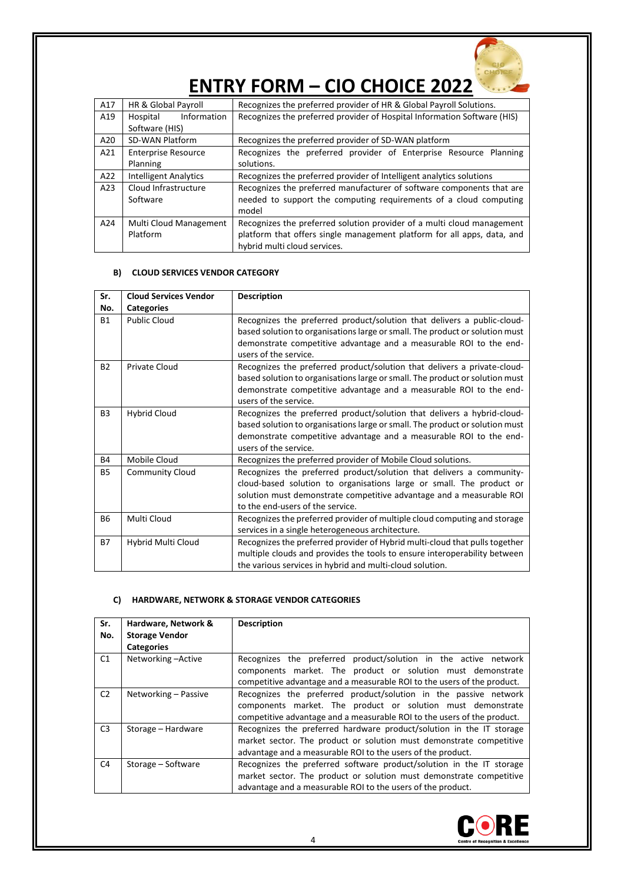# ENTRY FORM – CIO CHOICE 2022

| | | |
|---|---|---|
| A17 | HR & Global Payroll | Recognizes the preferred provider of HR & Global Payroll Solutions. |
| A19 | Hospital Information Software (HIS) | Recognizes the preferred provider of Hospital Information Software (HIS) |
| A20 | SD-WAN Platform | Recognizes the preferred provider of SD-WAN platform |
| A21 | Enterprise Resource Planning | Recognizes the preferred provider of Enterprise Resource Planning solutions. |
| A22 | Intelligent Analytics | Recognizes the preferred provider of Intelligent analytics solutions |
| A23 | Cloud Infrastructure Software | Recognizes the preferred manufacturer of software components that are needed to support the computing requirements of a cloud computing model |
| A24 | Multi Cloud Management Platform | Recognizes the preferred solution provider of a multi cloud management platform that offers single management platform for all apps, data, and hybrid multi cloud services. |

### B) CLOUD SERVICES VENDOR CATEGORY

| Sr. No. | Cloud Services Vendor Categories | Description |
|---|---|---|
| B1 | Public Cloud | Recognizes the preferred product/solution that delivers a public-cloud-based solution to organisations large or small. The product or solution must demonstrate competitive advantage and a measurable ROI to the end-users of the service. |
| B2 | Private Cloud | Recognizes the preferred product/solution that delivers a private-cloud-based solution to organisations large or small. The product or solution must demonstrate competitive advantage and a measurable ROI to the end-users of the service. |
| B3 | Hybrid Cloud | Recognizes the preferred product/solution that delivers a hybrid-cloud-based solution to organisations large or small. The product or solution must demonstrate competitive advantage and a measurable ROI to the end-users of the service. |
| B4 | Mobile Cloud | Recognizes the preferred provider of Mobile Cloud solutions. |
| B5 | Community Cloud | Recognizes the preferred product/solution that delivers a community-cloud-based solution to organisations large or small. The product or solution must demonstrate competitive advantage and a measurable ROI to the end-users of the service. |
| B6 | Multi Cloud | Recognizes the preferred provider of multiple cloud computing and storage services in a single heterogeneous architecture. |
| B7 | Hybrid Multi Cloud | Recognizes the preferred provider of Hybrid multi-cloud that pulls together multiple clouds and provides the tools to ensure interoperability between the various services in hybrid and multi-cloud solution. |

### C) HARDWARE, NETWORK & STORAGE VENDOR CATEGORIES

| Sr. No. | Hardware, Network & Storage Vendor Categories | Description |
|---|---|---|
| C1 | Networking –Active | Recognizes the preferred product/solution in the active network components market. The product or solution must demonstrate competitive advantage and a measurable ROI to the users of the product. |
| C2 | Networking – Passive | Recognizes the preferred product/solution in the passive network components market. The product or solution must demonstrate competitive advantage and a measurable ROI to the users of the product. |
| C3 | Storage – Hardware | Recognizes the preferred hardware product/solution in the IT storage market sector. The product or solution must demonstrate competitive advantage and a measurable ROI to the users of the product. |
| C4 | Storage – Software | Recognizes the preferred software product/solution in the IT storage market sector. The product or solution must demonstrate competitive advantage and a measurable ROI to the users of the product. |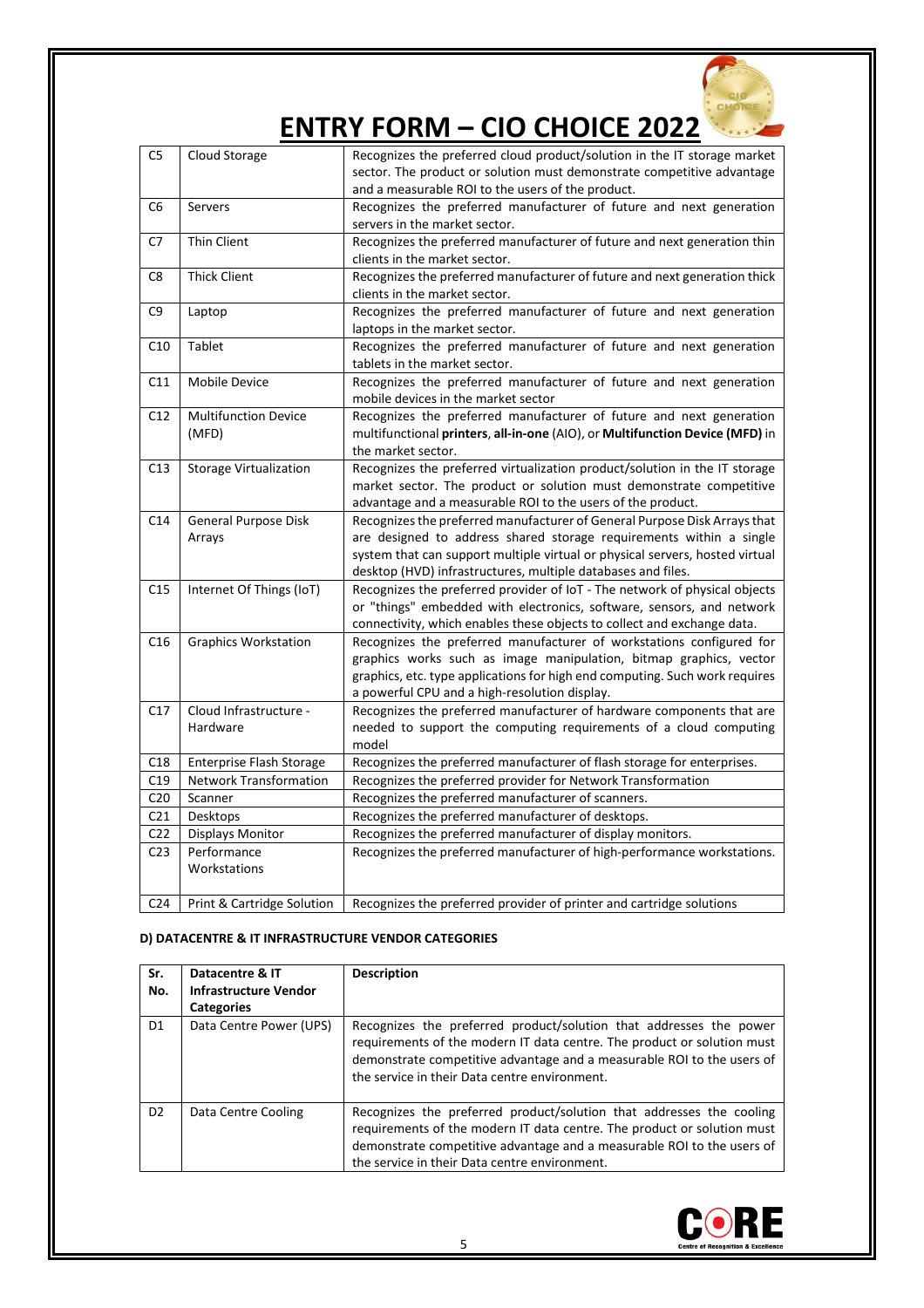# ENTRY FORM – CIO CHOICE 2022

| | | |
|---|---|---|
| C5 | Cloud Storage | Recognizes the preferred cloud product/solution in the IT storage market sector. The product or solution must demonstrate competitive advantage and a measurable ROI to the users of the product. |
| C6 | Servers | Recognizes the preferred manufacturer of future and next generation servers in the market sector. |
| C7 | Thin Client | Recognizes the preferred manufacturer of future and next generation thin clients in the market sector. |
| C8 | Thick Client | Recognizes the preferred manufacturer of future and next generation thick clients in the market sector. |
| C9 | Laptop | Recognizes the preferred manufacturer of future and next generation laptops in the market sector. |
| C10 | Tablet | Recognizes the preferred manufacturer of future and next generation tablets in the market sector. |
| C11 | Mobile Device | Recognizes the preferred manufacturer of future and next generation mobile devices in the market sector |
| C12 | Multifunction Device (MFD) | Recognizes the preferred manufacturer of future and next generation multifunctional **printers**, **all-in-one** (AIO), or **Multifunction Device (MFD)** in the market sector. |
| C13 | Storage Virtualization | Recognizes the preferred virtualization product/solution in the IT storage market sector. The product or solution must demonstrate competitive advantage and a measurable ROI to the users of the product. |
| C14 | General Purpose Disk Arrays | Recognizes the preferred manufacturer of General Purpose Disk Arrays that are designed to address shared storage requirements within a single system that can support multiple virtual or physical servers, hosted virtual desktop (HVD) infrastructures, multiple databases and files. |
| C15 | Internet Of Things (IoT) | Recognizes the preferred provider of IoT - The network of physical objects or "things" embedded with electronics, software, sensors, and network connectivity, which enables these objects to collect and exchange data. |
| C16 | Graphics Workstation | Recognizes the preferred manufacturer of workstations configured for graphics works such as image manipulation, bitmap graphics, vector graphics, etc. type applications for high end computing. Such work requires a powerful CPU and a high-resolution display. |
| C17 | Cloud Infrastructure - Hardware | Recognizes the preferred manufacturer of hardware components that are needed to support the computing requirements of a cloud computing model |
| C18 | Enterprise Flash Storage | Recognizes the preferred manufacturer of flash storage for enterprises. |
| C19 | Network Transformation | Recognizes the preferred provider for Network Transformation |
| C20 | Scanner | Recognizes the preferred manufacturer of scanners. |
| C21 | Desktops | Recognizes the preferred manufacturer of desktops. |
| C22 | Displays Monitor | Recognizes the preferred manufacturer of display monitors. |
| C23 | Performance Workstations | Recognizes the preferred manufacturer of high-performance workstations. |
| C24 | Print & Cartridge Solution | Recognizes the preferred provider of printer and cartridge solutions |

**D) DATACENTRE & IT INFRASTRUCTURE VENDOR CATEGORIES**

| Sr. No. | Datacentre & IT Infrastructure Vendor Categories | Description |
|---|---|---|
| D1 | Data Centre Power (UPS) | Recognizes the preferred product/solution that addresses the power requirements of the modern IT data centre. The product or solution must demonstrate competitive advantage and a measurable ROI to the users of the service in their Data centre environment. |
| D2 | Data Centre Cooling | Recognizes the preferred product/solution that addresses the cooling requirements of the modern IT data centre. The product or solution must demonstrate competitive advantage and a measurable ROI to the users of the service in their Data centre environment. |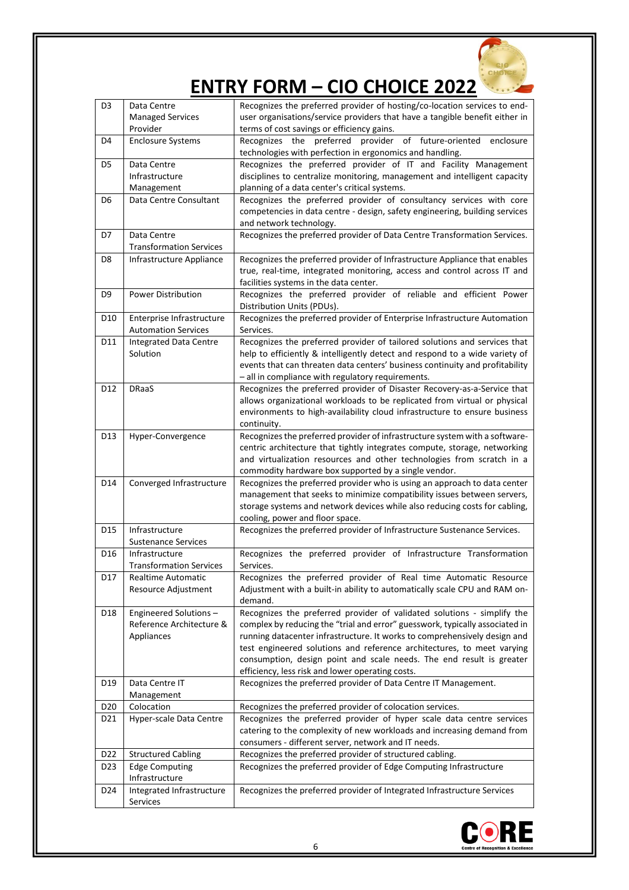# ENTRY FORM – CIO CHOICE 2022

| | | |
|---|---|---|
| D3 | Data Centre Managed Services Provider | Recognizes the preferred provider of hosting/co-location services to end-user organisations/service providers that have a tangible benefit either in terms of cost savings or efficiency gains. |
| D4 | Enclosure Systems | Recognizes the preferred provider of future-oriented enclosure technologies with perfection in ergonomics and handling. |
| D5 | Data Centre Infrastructure Management | Recognizes the preferred provider of IT and Facility Management disciplines to centralize monitoring, management and intelligent capacity planning of a data center's critical systems. |
| D6 | Data Centre Consultant | Recognizes the preferred provider of consultancy services with core competencies in data centre - design, safety engineering, building services and network technology. |
| D7 | Data Centre Transformation Services | Recognizes the preferred provider of Data Centre Transformation Services. |
| D8 | Infrastructure Appliance | Recognizes the preferred provider of Infrastructure Appliance that enables true, real-time, integrated monitoring, access and control across IT and facilities systems in the data center. |
| D9 | Power Distribution | Recognizes the preferred provider of reliable and efficient Power Distribution Units (PDUs). |
| D10 | Enterprise Infrastructure Automation Services | Recognizes the preferred provider of Enterprise Infrastructure Automation Services. |
| D11 | Integrated Data Centre Solution | Recognizes the preferred provider of tailored solutions and services that help to efficiently & intelligently detect and respond to a wide variety of events that can threaten data centers' business continuity and profitability – all in compliance with regulatory requirements. |
| D12 | DRaaS | Recognizes the preferred provider of Disaster Recovery-as-a-Service that allows organizational workloads to be replicated from virtual or physical environments to high-availability cloud infrastructure to ensure business continuity. |
| D13 | Hyper-Convergence | Recognizes the preferred provider of infrastructure system with a software-centric architecture that tightly integrates compute, storage, networking and virtualization resources and other technologies from scratch in a commodity hardware box supported by a single vendor. |
| D14 | Converged Infrastructure | Recognizes the preferred provider who is using an approach to data center management that seeks to minimize compatibility issues between servers, storage systems and network devices while also reducing costs for cabling, cooling, power and floor space. |
| D15 | Infrastructure Sustenance Services | Recognizes the preferred provider of Infrastructure Sustenance Services. |
| D16 | Infrastructure Transformation Services | Recognizes the preferred provider of Infrastructure Transformation Services. |
| D17 | Realtime Automatic Resource Adjustment | Recognizes the preferred provider of Real time Automatic Resource Adjustment with a built-in ability to automatically scale CPU and RAM on-demand. |
| D18 | Engineered Solutions – Reference Architecture & Appliances | Recognizes the preferred provider of validated solutions - simplify the complex by reducing the "trial and error" guesswork, typically associated in running datacenter infrastructure. It works to comprehensively design and test engineered solutions and reference architectures, to meet varying consumption, design point and scale needs. The end result is greater efficiency, less risk and lower operating costs. |
| D19 | Data Centre IT Management | Recognizes the preferred provider of Data Centre IT Management. |
| D20 | Colocation | Recognizes the preferred provider of colocation services. |
| D21 | Hyper-scale Data Centre | Recognizes the preferred provider of hyper scale data centre services catering to the complexity of new workloads and increasing demand from consumers - different server, network and IT needs. |
| D22 | Structured Cabling | Recognizes the preferred provider of structured cabling. |
| D23 | Edge Computing Infrastructure | Recognizes the preferred provider of Edge Computing Infrastructure |
| D24 | Integrated Infrastructure Services | Recognizes the preferred provider of Integrated Infrastructure Services |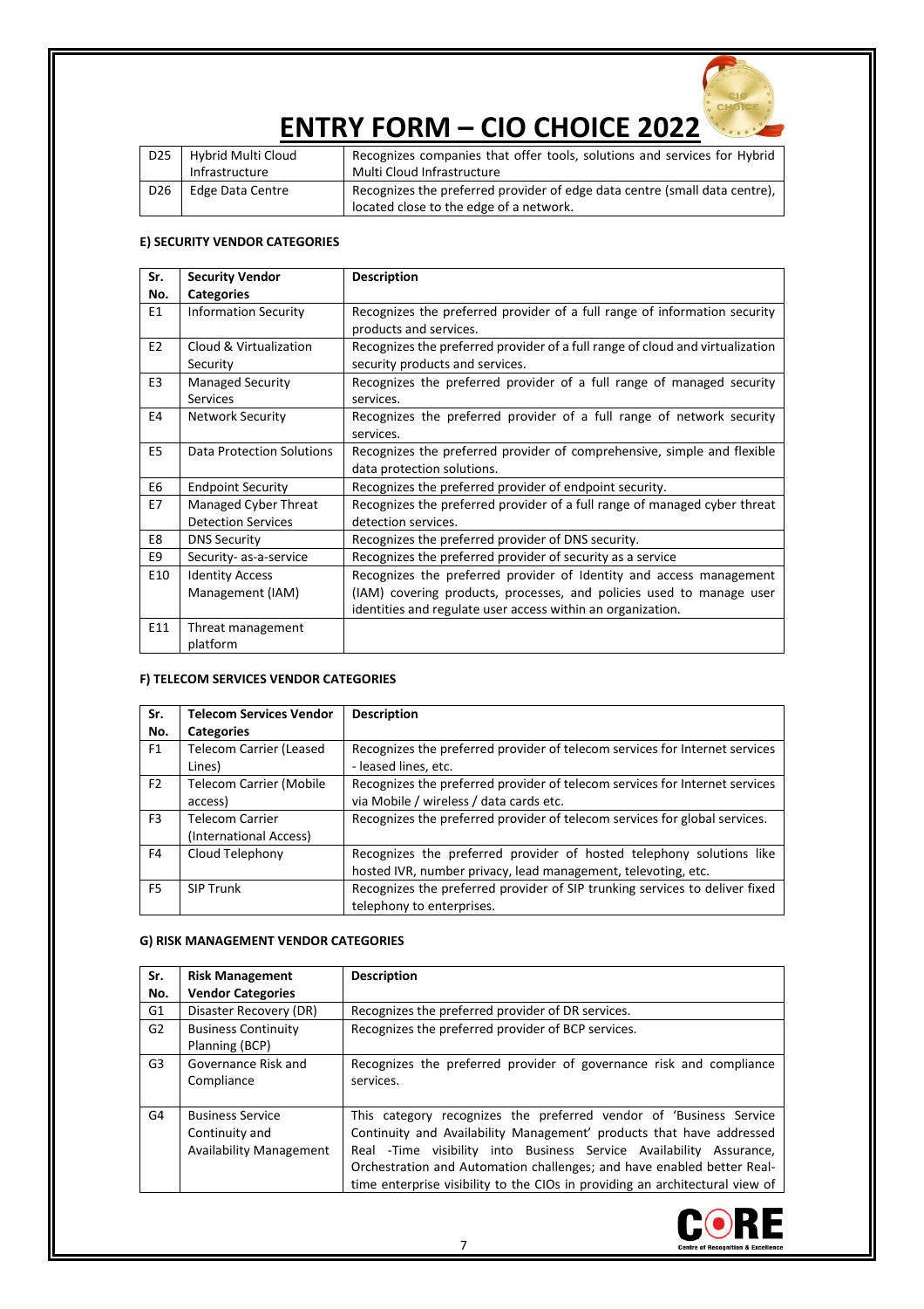# ENTRY FORM – CIO CHOICE 2022

| | | |
|---|---|---|
| D25 | Hybrid Multi Cloud Infrastructure | Recognizes companies that offer tools, solutions and services for Hybrid Multi Cloud Infrastructure |
| D26 | Edge Data Centre | Recognizes the preferred provider of edge data centre (small data centre), located close to the edge of a network. |

**E) SECURITY VENDOR CATEGORIES**

| Sr. No. | Security Vendor Categories | Description |
|---|---|---|
| E1 | Information Security | Recognizes the preferred provider of a full range of information security products and services. |
| E2 | Cloud & Virtualization Security | Recognizes the preferred provider of a full range of cloud and virtualization security products and services. |
| E3 | Managed Security Services | Recognizes the preferred provider of a full range of managed security services. |
| E4 | Network Security | Recognizes the preferred provider of a full range of network security services. |
| E5 | Data Protection Solutions | Recognizes the preferred provider of comprehensive, simple and flexible data protection solutions. |
| E6 | Endpoint Security | Recognizes the preferred provider of endpoint security. |
| E7 | Managed Cyber Threat Detection Services | Recognizes the preferred provider of a full range of managed cyber threat detection services. |
| E8 | DNS Security | Recognizes the preferred provider of DNS security. |
| E9 | Security- as-a-service | Recognizes the preferred provider of security as a service |
| E10 | Identity Access Management (IAM) | Recognizes the preferred provider of Identity and access management (IAM) covering products, processes, and policies used to manage user identities and regulate user access within an organization. |
| E11 | Threat management platform | |

**F) TELECOM SERVICES VENDOR CATEGORIES**

| Sr. No. | Telecom Services Vendor Categories | Description |
|---|---|---|
| F1 | Telecom Carrier (Leased Lines) | Recognizes the preferred provider of telecom services for Internet services - leased lines, etc. |
| F2 | Telecom Carrier (Mobile access) | Recognizes the preferred provider of telecom services for Internet services via Mobile / wireless / data cards etc. |
| F3 | Telecom Carrier (International Access) | Recognizes the preferred provider of telecom services for global services. |
| F4 | Cloud Telephony | Recognizes the preferred provider of hosted telephony solutions like hosted IVR, number privacy, lead management, televoting, etc. |
| F5 | SIP Trunk | Recognizes the preferred provider of SIP trunking services to deliver fixed telephony to enterprises. |

**G) RISK MANAGEMENT VENDOR CATEGORIES**

| Sr. No. | Risk Management Vendor Categories | Description |
|---|---|---|
| G1 | Disaster Recovery (DR) | Recognizes the preferred provider of DR services. |
| G2 | Business Continuity Planning (BCP) | Recognizes the preferred provider of BCP services. |
| G3 | Governance Risk and Compliance | Recognizes the preferred provider of governance risk and compliance services. |
| G4 | Business Service Continuity and Availability Management | This category recognizes the preferred vendor of 'Business Service Continuity and Availability Management' products that have addressed Real -Time visibility into Business Service Availability Assurance, Orchestration and Automation challenges; and have enabled better Real-time enterprise visibility to the CIOs in providing an architectural view of |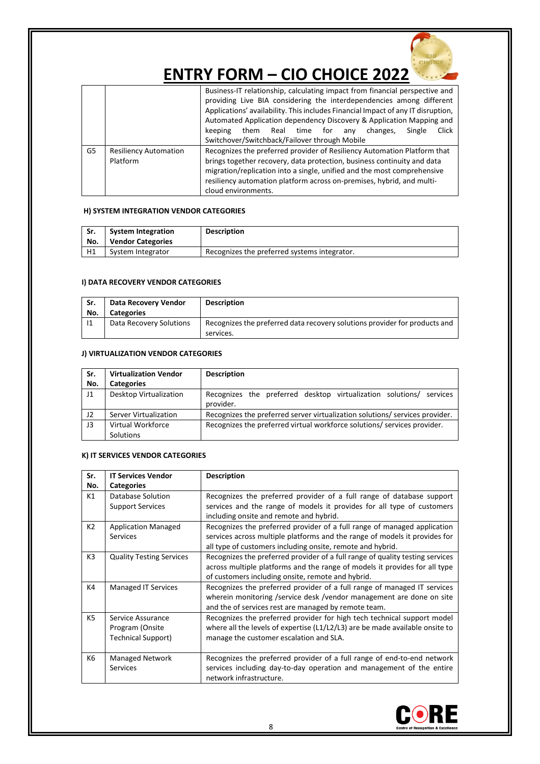# ENTRY FORM – CIO CHOICE 2022

| | | |
|---|---|---|
| | | Business-IT relationship, calculating impact from financial perspective and providing Live BIA considering the interdependencies among different Applications' availability. This includes Financial Impact of any IT disruption, Automated Application dependency Discovery & Application Mapping and keeping them Real time for any changes, Single Click Switchover/Switchback/Failover through Mobile |
| G5 | Resiliency Automation Platform | Recognizes the preferred provider of Resiliency Automation Platform that brings together recovery, data protection, business continuity and data migration/replication into a single, unified and the most comprehensive resiliency automation platform across on-premises, hybrid, and multi-cloud environments. |

#### H) SYSTEM INTEGRATION VENDOR CATEGORIES

| Sr. No. | System Integration Vendor Categories | Description |
|---|---|---|
| H1 | System Integrator | Recognizes the preferred systems integrator. |

#### I) DATA RECOVERY VENDOR CATEGORIES

| Sr. No. | Data Recovery Vendor Categories | Description |
|---|---|---|
| I1 | Data Recovery Solutions | Recognizes the preferred data recovery solutions provider for products and services. |

#### J) VIRTUALIZATION VENDOR CATEGORIES

| Sr. No. | Virtualization Vendor Categories | Description |
|---|---|---|
| J1 | Desktop Virtualization | Recognizes the preferred desktop virtualization solutions/ services provider. |
| J2 | Server Virtualization | Recognizes the preferred server virtualization solutions/ services provider. |
| J3 | Virtual Workforce Solutions | Recognizes the preferred virtual workforce solutions/ services provider. |

#### K) IT SERVICES VENDOR CATEGORIES

| Sr. No. | IT Services Vendor Categories | Description |
|---|---|---|
| K1 | Database Solution Support Services | Recognizes the preferred provider of a full range of database support services and the range of models it provides for all type of customers including onsite and remote and hybrid. |
| K2 | Application Managed Services | Recognizes the preferred provider of a full range of managed application services across multiple platforms and the range of models it provides for all type of customers including onsite, remote and hybrid. |
| K3 | Quality Testing Services | Recognizes the preferred provider of a full range of quality testing services across multiple platforms and the range of models it provides for all type of customers including onsite, remote and hybrid. |
| K4 | Managed IT Services | Recognizes the preferred provider of a full range of managed IT services wherein monitoring /service desk /vendor management are done on site and the of services rest are managed by remote team. |
| K5 | Service Assurance Program (Onsite Technical Support) | Recognizes the preferred provider for high tech technical support model where all the levels of expertise (L1/L2/L3) are be made available onsite to manage the customer escalation and SLA. |
| K6 | Managed Network Services | Recognizes the preferred provider of a full range of end-to-end network services including day-to-day operation and management of the entire network infrastructure. |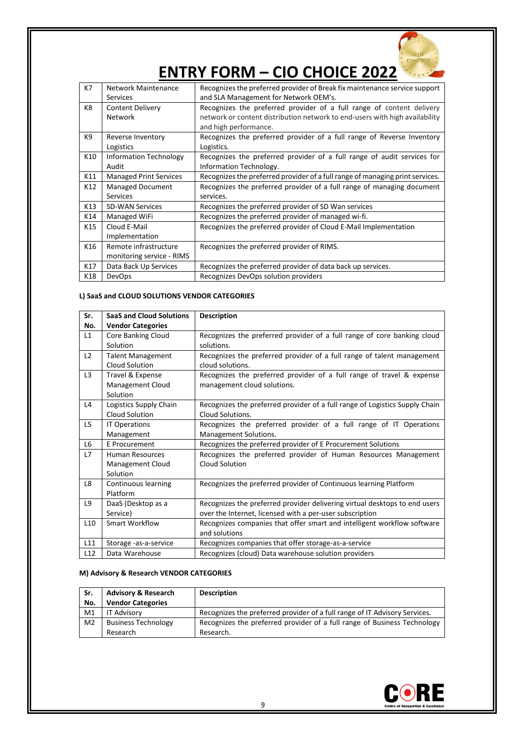# ENTRY FORM – CIO CHOICE 2022

| K7 | Network Maintenance Services | Recognizes the preferred provider of Break fix maintenance service support and SLA Management for Network OEM's. |
|---|---|---|
| K8 | Content Delivery Network | Recognizes the preferred provider of a full range of content delivery network or content distribution network to end-users with high availability and high performance. |
| K9 | Reverse Inventory Logistics | Recognizes the preferred provider of a full range of Reverse Inventory Logistics. |
| K10 | Information Technology Audit | Recognizes the preferred provider of a full range of audit services for Information Technology. |
| K11 | Managed Print Services | Recognizes the preferred provider of a full range of managing print services. |
| K12 | Managed Document Services | Recognizes the preferred provider of a full range of managing document services. |
| K13 | SD-WAN Services | Recognizes the preferred provider of SD Wan services |
| K14 | Managed WiFi | Recognizes the preferred provider of managed wi-fi. |
| K15 | Cloud E-Mail Implementation | Recognizes the preferred provider of Cloud E-Mail Implementation |
| K16 | Remote infrastructure monitoring service - RIMS | Recognizes the preferred provider of RIMS. |
| K17 | Data Back Up Services | Recognizes the preferred provider of data back up services. |
| K18 | DevOps | Recognizes DevOps solution providers |

**L) SaaS and CLOUD SOLUTIONS VENDOR CATEGORIES**

| Sr. No. | SaaS and Cloud Solutions Vendor Categories | Description |
|---|---|---|
| L1 | Core Banking Cloud Solution | Recognizes the preferred provider of a full range of core banking cloud solutions. |
| L2 | Talent Management Cloud Solution | Recognizes the preferred provider of a full range of talent management cloud solutions. |
| L3 | Travel & Expense Management Cloud Solution | Recognizes the preferred provider of a full range of travel & expense management cloud solutions. |
| L4 | Logistics Supply Chain Cloud Solution | Recognizes the preferred provider of a full range of Logistics Supply Chain Cloud Solutions. |
| L5 | IT Operations Management | Recognizes the preferred provider of a full range of IT Operations Management Solutions. |
| L6 | E Procurement | Recognizes the preferred provider of E Procurement Solutions |
| L7 | Human Resources Management Cloud Solution | Recognizes the preferred provider of Human Resources Management Cloud Solution |
| L8 | Continuous learning Platform | Recognizes the preferred provider of Continuous learning Platform |
| L9 | DaaS (Desktop as a Service) | Recognizes the preferred provider delivering virtual desktops to end users over the Internet, licensed with a per-user subscription |
| L10 | Smart Workflow | Recognizes companies that offer smart and intelligent workflow software and solutions |
| L11 | Storage -as-a-service | Recognizes companies that offer storage-as-a-service |
| L12 | Data Warehouse | Recognizes (cloud) Data warehouse solution providers |

**M) Advisory & Research VENDOR CATEGORIES**

| Sr. No. | Advisory & Research Vendor Categories | Description |
|---|---|---|
| M1 | IT Advisory | Recognizes the preferred provider of a full range of IT Advisory Services. |
| M2 | Business Technology Research | Recognizes the preferred provider of a full range of Business Technology Research. |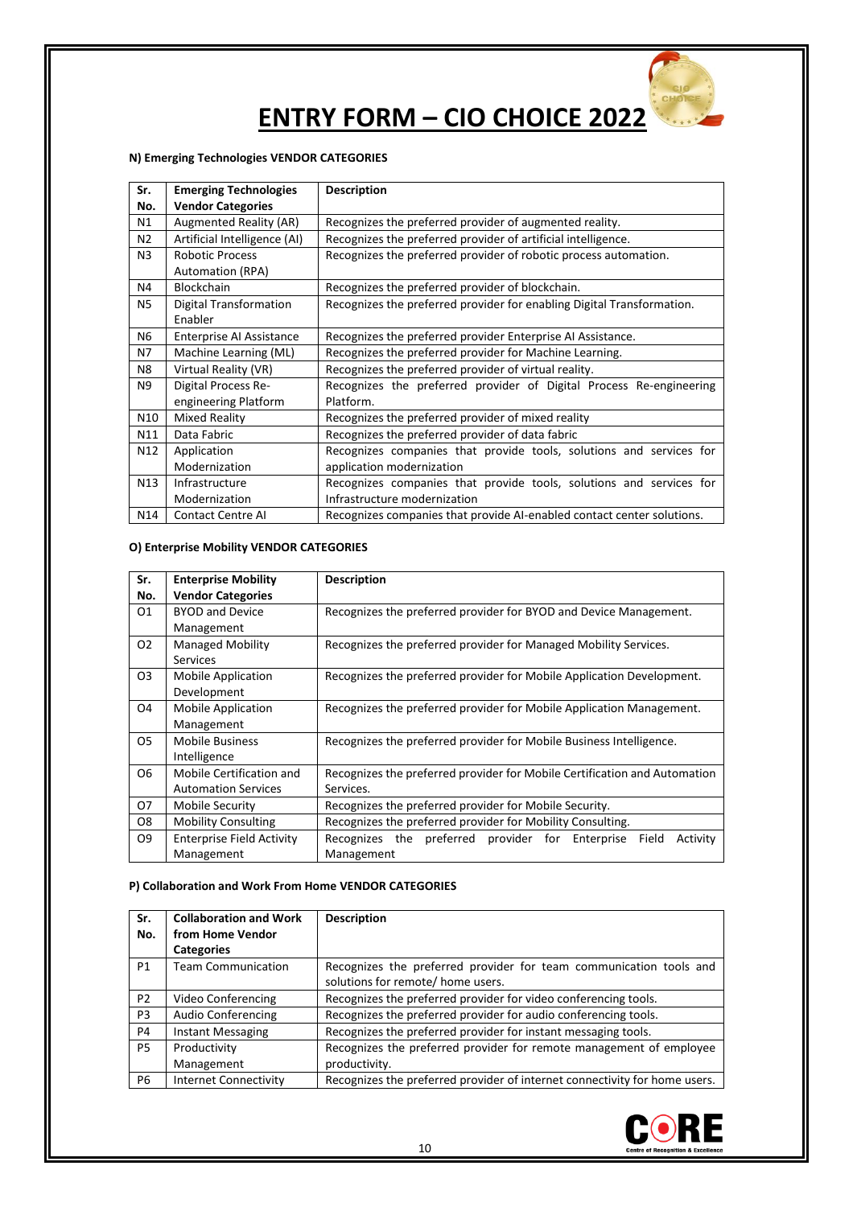# ENTRY FORM – CIO CHOICE 2022

**N) Emerging Technologies VENDOR CATEGORIES**

| Sr. No. | Emerging Technologies Vendor Categories | Description |
|---|---|---|
| N1 | Augmented Reality (AR) | Recognizes the preferred provider of augmented reality. |
| N2 | Artificial Intelligence (AI) | Recognizes the preferred provider of artificial intelligence. |
| N3 | Robotic Process Automation (RPA) | Recognizes the preferred provider of robotic process automation. |
| N4 | Blockchain | Recognizes the preferred provider of blockchain. |
| N5 | Digital Transformation Enabler | Recognizes the preferred provider for enabling Digital Transformation. |
| N6 | Enterprise AI Assistance | Recognizes the preferred provider Enterprise AI Assistance. |
| N7 | Machine Learning (ML) | Recognizes the preferred provider for Machine Learning. |
| N8 | Virtual Reality (VR) | Recognizes the preferred provider of virtual reality. |
| N9 | Digital Process Re-engineering Platform | Recognizes the preferred provider of Digital Process Re-engineering Platform. |
| N10 | Mixed Reality | Recognizes the preferred provider of mixed reality |
| N11 | Data Fabric | Recognizes the preferred provider of data fabric |
| N12 | Application Modernization | Recognizes companies that provide tools, solutions and services for application modernization |
| N13 | Infrastructure Modernization | Recognizes companies that provide tools, solutions and services for Infrastructure modernization |
| N14 | Contact Centre AI | Recognizes companies that provide AI-enabled contact center solutions. |

**O) Enterprise Mobility VENDOR CATEGORIES**

| Sr. No. | Enterprise Mobility Vendor Categories | Description |
|---|---|---|
| O1 | BYOD and Device Management | Recognizes the preferred provider for BYOD and Device Management. |
| O2 | Managed Mobility Services | Recognizes the preferred provider for Managed Mobility Services. |
| O3 | Mobile Application Development | Recognizes the preferred provider for Mobile Application Development. |
| O4 | Mobile Application Management | Recognizes the preferred provider for Mobile Application Management. |
| O5 | Mobile Business Intelligence | Recognizes the preferred provider for Mobile Business Intelligence. |
| O6 | Mobile Certification and Automation Services | Recognizes the preferred provider for Mobile Certification and Automation Services. |
| O7 | Mobile Security | Recognizes the preferred provider for Mobile Security. |
| O8 | Mobility Consulting | Recognizes the preferred provider for Mobility Consulting. |
| O9 | Enterprise Field Activity Management | Recognizes the preferred provider for Enterprise Field Activity Management |

**P) Collaboration and Work From Home VENDOR CATEGORIES**

| Sr. No. | Collaboration and Work from Home Vendor Categories | Description |
|---|---|---|
| P1 | Team Communication | Recognizes the preferred provider for team communication tools and solutions for remote/ home users. |
| P2 | Video Conferencing | Recognizes the preferred provider for video conferencing tools. |
| P3 | Audio Conferencing | Recognizes the preferred provider for audio conferencing tools. |
| P4 | Instant Messaging | Recognizes the preferred provider for instant messaging tools. |
| P5 | Productivity Management | Recognizes the preferred provider for remote management of employee productivity. |
| P6 | Internet Connectivity | Recognizes the preferred provider of internet connectivity for home users. |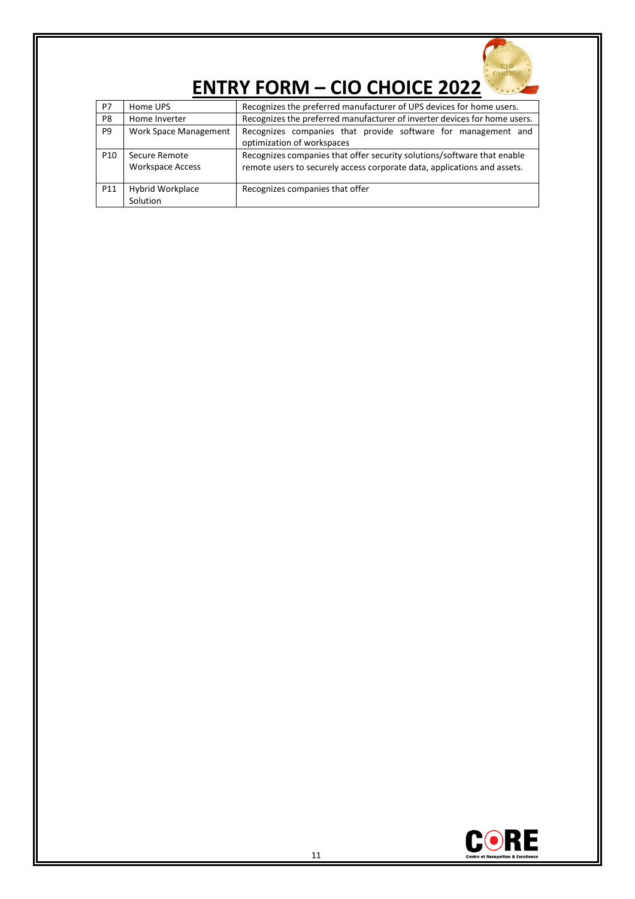# ENTRY FORM – CIO CHOICE 2022

| | | |
|---|---|---|
| P7 | Home UPS | Recognizes the preferred manufacturer of UPS devices for home users. |
| P8 | Home Inverter | Recognizes the preferred manufacturer of inverter devices for home users. |
| P9 | Work Space Management | Recognizes companies that provide software for management and optimization of workspaces |
| P10 | Secure Remote Workspace Access | Recognizes companies that offer security solutions/software that enable remote users to securely access corporate data, applications and assets. |
| P11 | Hybrid Workplace Solution | Recognizes companies that offer |